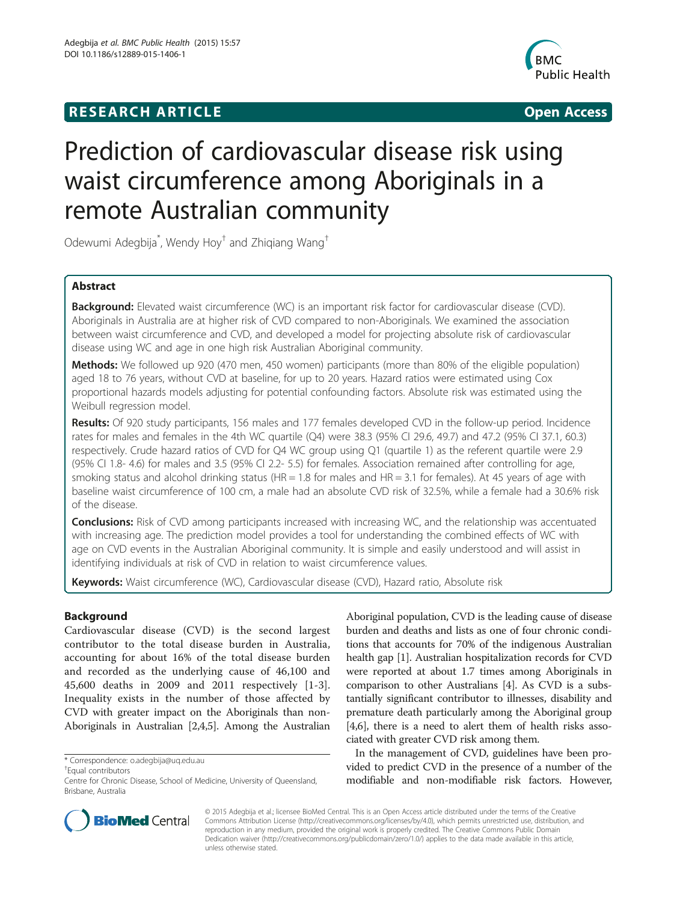RESEARCH ARTICLE Open Access

# Prediction of cardiovascular disease risk using waist circumference among Aboriginals in a remote Australian community

Odewumi Adegbija*, Wendy Hoy† and Zhiqiang Wang†

## Abstract

**Background:** Elevated waist circumference (WC) is an important risk factor for cardiovascular disease (CVD). Aboriginals in Australia are at higher risk of CVD compared to non-Aboriginals. We examined the association between waist circumference and CVD, and developed a model for projecting absolute risk of cardiovascular disease using WC and age in one high risk Australian Aboriginal community.

**Methods:** We followed up 920 (470 men, 450 women) participants (more than 80% of the eligible population) aged 18 to 76 years, without CVD at baseline, for up to 20 years. Hazard ratios were estimated using Cox proportional hazards models adjusting for potential confounding factors. Absolute risk was estimated using the Weibull regression model.

**Results:** Of 920 study participants, 156 males and 177 females developed CVD in the follow-up period. Incidence rates for males and females in the 4th WC quartile (Q4) were 38.3 (95% CI 29.6, 49.7) and 47.2 (95% CI 37.1, 60.3) respectively. Crude hazard ratios of CVD for Q4 WC group using Q1 (quartile 1) as the referent quartile were 2.9 (95% CI 1.8- 4.6) for males and 3.5 (95% CI 2.2- 5.5) for females. Association remained after controlling for age, smoking status and alcohol drinking status (HR = 1.8 for males and HR = 3.1 for females). At 45 years of age with baseline waist circumference of 100 cm, a male had an absolute CVD risk of 32.5%, while a female had a 30.6% risk of the disease.

**Conclusions:** Risk of CVD among participants increased with increasing WC, and the relationship was accentuated with increasing age. The prediction model provides a tool for understanding the combined effects of WC with age on CVD events in the Australian Aboriginal community. It is simple and easily understood and will assist in identifying individuals at risk of CVD in relation to waist circumference values.

**Keywords:** Waist circumference (WC), Cardiovascular disease (CVD), Hazard ratio, Absolute risk

## Background

Cardiovascular disease (CVD) is the second largest contributor to the total disease burden in Australia, accounting for about 16% of the total disease burden and recorded as the underlying cause of 46,100 and 45,600 deaths in 2009 and 2011 respectively [1-3]. Inequality exists in the number of those affected by CVD with greater impact on the Aboriginals than non-Aboriginals in Australian [2,4,5]. Among the Australian Aboriginal population, CVD is the leading cause of disease burden and deaths and lists as one of four chronic conditions that accounts for 70% of the indigenous Australian health gap [1]. Australian hospitalization records for CVD were reported at about 1.7 times among Aboriginals in comparison to other Australians [4]. As CVD is a substantially significant contributor to illnesses, disability and premature death particularly among the Aboriginal group [4,6], there is a need to alert them of health risks associated with greater CVD risk among them.

In the management of CVD, guidelines have been provided to predict CVD in the presence of a number of the modifiable and non-modifiable risk factors. However,

\* Correspondence: o.adegbija@uq.edu.au

†Equal contributors

Centre for Chronic Disease, School of Medicine, University of Queensland, Brisbane, Australia

© 2015 Adegbija et al.; licensee BioMed Central. This is an Open Access article distributed under the terms of the Creative Commons Attribution License (http://creativecommons.org/licenses/by/4.0), which permits unrestricted use, distribution, and reproduction in any medium, provided the original work is properly credited. The Creative Commons Public Domain Dedication waiver (http://creativecommons.org/publicdomain/zero/1.0/) applies to the data made available in this article, unless otherwise stated.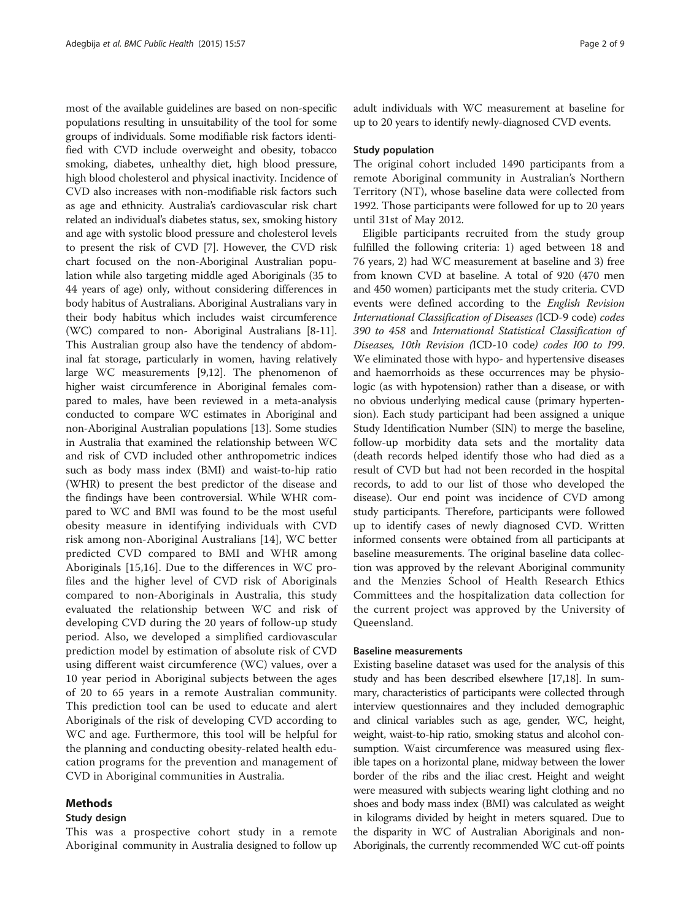most of the available guidelines are based on non-specific populations resulting in unsuitability of the tool for some groups of individuals. Some modifiable risk factors identified with CVD include overweight and obesity, tobacco smoking, diabetes, unhealthy diet, high blood pressure, high blood cholesterol and physical inactivity. Incidence of CVD also increases with non-modifiable risk factors such as age and ethnicity. Australia's cardiovascular risk chart related an individual's diabetes status, sex, smoking history and age with systolic blood pressure and cholesterol levels to present the risk of CVD [7]. However, the CVD risk chart focused on the non-Aboriginal Australian population while also targeting middle aged Aboriginals (35 to 44 years of age) only, without considering differences in body habitus of Australians. Aboriginal Australians vary in their body habitus which includes waist circumference (WC) compared to non- Aboriginal Australians [8-11]. This Australian group also have the tendency of abdominal fat storage, particularly in women, having relatively large WC measurements [9,12]. The phenomenon of higher waist circumference in Aboriginal females compared to males, have been reviewed in a meta-analysis conducted to compare WC estimates in Aboriginal and non-Aboriginal Australian populations [13]. Some studies in Australia that examined the relationship between WC and risk of CVD included other anthropometric indices such as body mass index (BMI) and waist-to-hip ratio (WHR) to present the best predictor of the disease and the findings have been controversial. While WHR compared to WC and BMI was found to be the most useful obesity measure in identifying individuals with CVD risk among non-Aboriginal Australians [14], WC better predicted CVD compared to BMI and WHR among Aboriginals [15,16]. Due to the differences in WC profiles and the higher level of CVD risk of Aboriginals compared to non-Aboriginals in Australia, this study evaluated the relationship between WC and risk of developing CVD during the 20 years of follow-up study period. Also, we developed a simplified cardiovascular prediction model by estimation of absolute risk of CVD using different waist circumference (WC) values, over a 10 year period in Aboriginal subjects between the ages of 20 to 65 years in a remote Australian community. This prediction tool can be used to educate and alert Aboriginals of the risk of developing CVD according to WC and age. Furthermore, this tool will be helpful for the planning and conducting obesity-related health education programs for the prevention and management of CVD in Aboriginal communities in Australia.

## Methods

### Study design

This was a prospective cohort study in a remote Aboriginal community in Australia designed to follow up adult individuals with WC measurement at baseline for up to 20 years to identify newly-diagnosed CVD events.

### Study population

The original cohort included 1490 participants from a remote Aboriginal community in Australian's Northern Territory (NT), whose baseline data were collected from 1992. Those participants were followed for up to 20 years until 31st of May 2012.

Eligible participants recruited from the study group fulfilled the following criteria: 1) aged between 18 and 76 years, 2) had WC measurement at baseline and 3) free from known CVD at baseline. A total of 920 (470 men and 450 women) participants met the study criteria. CVD events were defined according to the *English Revision International Classification of Diseases (*ICD-9 code) *codes 390 to 458* and *International Statistical Classification of Diseases, 10th Revision (*ICD-10 code*) codes I00 to I99*. We eliminated those with hypo- and hypertensive diseases and haemorrhoids as these occurrences may be physiologic (as with hypotension) rather than a disease, or with no obvious underlying medical cause (primary hypertension). Each study participant had been assigned a unique Study Identification Number (SIN) to merge the baseline, follow-up morbidity data sets and the mortality data (death records helped identify those who had died as a result of CVD but had not been recorded in the hospital records, to add to our list of those who developed the disease). Our end point was incidence of CVD among study participants. Therefore, participants were followed up to identify cases of newly diagnosed CVD. Written informed consents were obtained from all participants at baseline measurements. The original baseline data collection was approved by the relevant Aboriginal community and the Menzies School of Health Research Ethics Committees and the hospitalization data collection for the current project was approved by the University of Queensland.

### Baseline measurements

Existing baseline dataset was used for the analysis of this study and has been described elsewhere [17,18]. In summary, characteristics of participants were collected through interview questionnaires and they included demographic and clinical variables such as age, gender, WC, height, weight, waist-to-hip ratio, smoking status and alcohol consumption. Waist circumference was measured using flexible tapes on a horizontal plane, midway between the lower border of the ribs and the iliac crest. Height and weight were measured with subjects wearing light clothing and no shoes and body mass index (BMI) was calculated as weight in kilograms divided by height in meters squared. Due to the disparity in WC of Australian Aboriginals and non-Aboriginals, the currently recommended WC cut-off points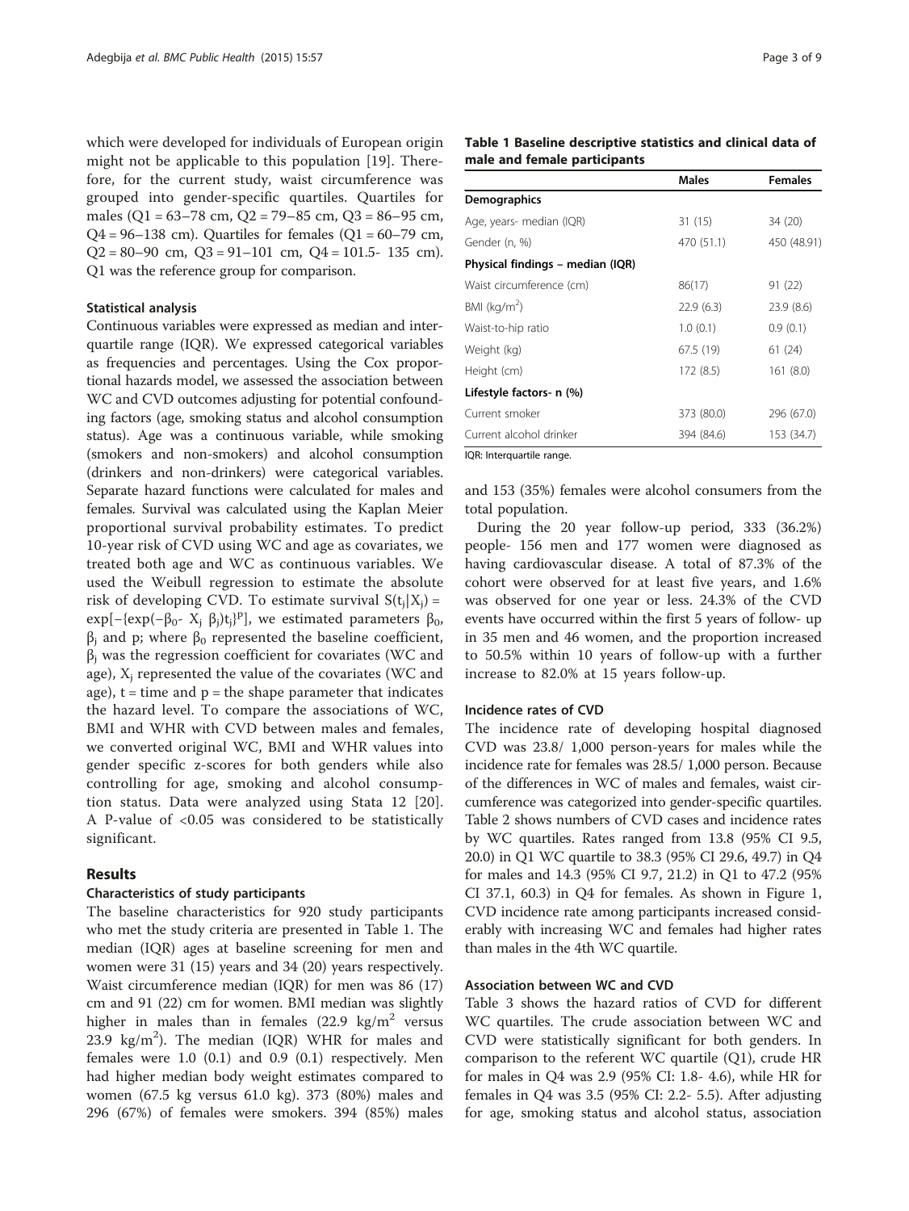which were developed for individuals of European origin might not be applicable to this population [19]. Therefore, for the current study, waist circumference was grouped into gender-specific quartiles. Quartiles for males (Q1 = 63–78 cm, Q2 = 79–85 cm, Q3 = 86–95 cm, Q4 = 96–138 cm). Quartiles for females (Q1 = 60–79 cm, Q2 = 80–90 cm, Q3 = 91–101 cm, Q4 = 101.5- 135 cm). Q1 was the reference group for comparison.

### Statistical analysis

Continuous variables were expressed as median and interquartile range (IQR). We expressed categorical variables as frequencies and percentages. Using the Cox proportional hazards model, we assessed the association between WC and CVD outcomes adjusting for potential confounding factors (age, smoking status and alcohol consumption status). Age was a continuous variable, while smoking (smokers and non-smokers) and alcohol consumption (drinkers and non-drinkers) were categorical variables. Separate hazard functions were calculated for males and females. Survival was calculated using the Kaplan Meier proportional survival probability estimates. To predict 10-year risk of CVD using WC and age as covariates, we treated both age and WC as continuous variables. We used the Weibull regression to estimate the absolute risk of developing CVD. To estimate survival $S(t_j|X_j) = \exp[-\{\exp(-\beta_0 - X_j\ \beta_j)t_j\}^p]$, we estimated parameters $\beta_0$, $\beta_j$ and p; where $\beta_0$ represented the baseline coefficient, $\beta_j$ was the regression coefficient for covariates (WC and age), $X_j$ represented the value of the covariates (WC and age), t = time and p = the shape parameter that indicates the hazard level. To compare the associations of WC, BMI and WHR with CVD between males and females, we converted original WC, BMI and WHR values into gender specific z-scores for both genders while also controlling for age, smoking and alcohol consumption status. Data were analyzed using Stata 12 [20]. A P-value of <0.05 was considered to be statistically significant.

## Results

### Characteristics of study participants

The baseline characteristics for 920 study participants who met the study criteria are presented in Table 1. The median (IQR) ages at baseline screening for men and women were 31 (15) years and 34 (20) years respectively. Waist circumference median (IQR) for men was 86 (17) cm and 91 (22) cm for women. BMI median was slightly higher in males than in females (22.9 kg/m$^2$ versus 23.9 kg/m$^2$). The median (IQR) WHR for males and females were 1.0 (0.1) and 0.9 (0.1) respectively. Men had higher median body weight estimates compared to women (67.5 kg versus 61.0 kg). 373 (80%) males and 296 (67%) of females were smokers. 394 (85%) males and 153 (35%) females were alcohol consumers from the total population.

**Table 1 Baseline descriptive statistics and clinical data of male and female participants**

| | Males | Females |
|---|---|---|
| **Demographics** | | |
| Age, years- median (IQR) | 31 (15) | 34 (20) |
| Gender (n, %) | 470 (51.1) | 450 (48.91) |
| **Physical findings – median (IQR)** | | |
| Waist circumference (cm) | 86(17) | 91 (22) |
| BMI (kg/m$^2$) | 22.9 (6.3) | 23.9 (8.6) |
| Waist-to-hip ratio | 1.0 (0.1) | 0.9 (0.1) |
| Weight (kg) | 67.5 (19) | 61 (24) |
| Height (cm) | 172 (8.5) | 161 (8.0) |
| **Lifestyle factors- n (%)** | | |
| Current smoker | 373 (80.0) | 296 (67.0) |
| Current alcohol drinker | 394 (84.6) | 153 (34.7) |

IQR: Interquartile range.

During the 20 year follow-up period, 333 (36.2%) people- 156 men and 177 women were diagnosed as having cardiovascular disease. A total of 87.3% of the cohort were observed for at least five years, and 1.6% was observed for one year or less. 24.3% of the CVD events have occurred within the first 5 years of follow- up in 35 men and 46 women, and the proportion increased to 50.5% within 10 years of follow-up with a further increase to 82.0% at 15 years follow-up.

### Incidence rates of CVD

The incidence rate of developing hospital diagnosed CVD was 23.8/ 1,000 person-years for males while the incidence rate for females was 28.5/ 1,000 person. Because of the differences in WC of males and females, waist circumference was categorized into gender-specific quartiles. Table 2 shows numbers of CVD cases and incidence rates by WC quartiles. Rates ranged from 13.8 (95% CI 9.5, 20.0) in Q1 WC quartile to 38.3 (95% CI 29.6, 49.7) in Q4 for males and 14.3 (95% CI 9.7, 21.2) in Q1 to 47.2 (95% CI 37.1, 60.3) in Q4 for females. As shown in Figure 1, CVD incidence rate among participants increased considerably with increasing WC and females had higher rates than males in the 4th WC quartile.

### Association between WC and CVD

Table 3 shows the hazard ratios of CVD for different WC quartiles. The crude association between WC and CVD were statistically significant for both genders. In comparison to the referent WC quartile (Q1), crude HR for males in Q4 was 2.9 (95% CI: 1.8- 4.6), while HR for females in Q4 was 3.5 (95% CI: 2.2- 5.5). After adjusting for age, smoking status and alcohol status, association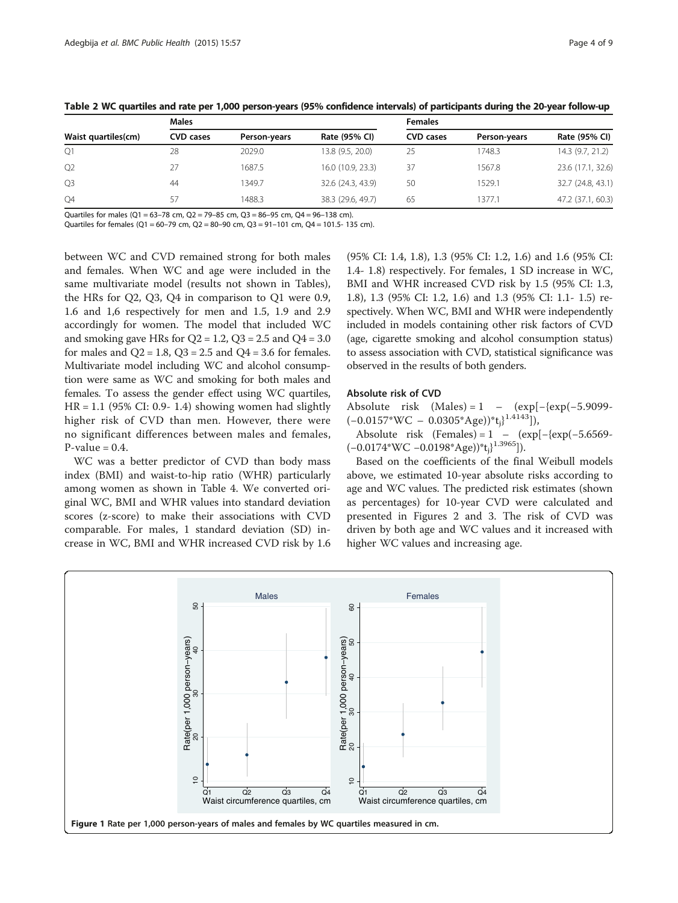**Table 2 WC quartiles and rate per 1,000 person-years (95% confidence intervals) of participants during the 20-year follow-up**

| Waist quartiles(cm) | Males | | | Females | | |
|---|---|---|---|---|---|---|
| | CVD cases | Person-years | Rate (95% CI) | CVD cases | Person-years | Rate (95% CI) |
| Q1 | 28 | 2029.0 | 13.8 (9.5, 20.0) | 25 | 1748.3 | 14.3 (9.7, 21.2) |
| Q2 | 27 | 1687.5 | 16.0 (10.9, 23.3) | 37 | 1567.8 | 23.6 (17.1, 32.6) |
| Q3 | 44 | 1349.7 | 32.6 (24.3, 43.9) | 50 | 1529.1 | 32.7 (24.8, 43.1) |
| Q4 | 57 | 1488.3 | 38.3 (29.6, 49.7) | 65 | 1377.1 | 47.2 (37.1, 60.3) |

Quartiles for males (Q1 = 63–78 cm, Q2 = 79–85 cm, Q3 = 86–95 cm, Q4 = 96–138 cm).
Quartiles for females (Q1 = 60–79 cm, Q2 = 80–90 cm, Q3 = 91–101 cm, Q4 = 101.5- 135 cm).

between WC and CVD remained strong for both males and females. When WC and age were included in the same multivariate model (results not shown in Tables), the HRs for Q2, Q3, Q4 in comparison to Q1 were 0.9, 1.6 and 1,6 respectively for men and 1.5, 1.9 and 2.9 accordingly for women. The model that included WC and smoking gave HRs for Q2 = 1.2, Q3 = 2.5 and Q4 = 3.0 for males and Q2 = 1.8, Q3 = 2.5 and Q4 = 3.6 for females. Multivariate model including WC and alcohol consumption were same as WC and smoking for both males and females. To assess the gender effect using WC quartiles, HR = 1.1 (95% CI: 0.9- 1.4) showing women had slightly higher risk of CVD than men. However, there were no significant differences between males and females, P-value = 0.4.

WC was a better predictor of CVD than body mass index (BMI) and waist-to-hip ratio (WHR) particularly among women as shown in Table 4. We converted original WC, BMI and WHR values into standard deviation scores (z-score) to make their associations with CVD comparable. For males, 1 standard deviation (SD) increase in WC, BMI and WHR increased CVD risk by 1.6 (95% CI: 1.4, 1.8), 1.3 (95% CI: 1.2, 1.6) and 1.6 (95% CI: 1.4- 1.8) respectively. For females, 1 SD increase in WC, BMI and WHR increased CVD risk by 1.5 (95% CI: 1.3, 1.8), 1.3 (95% CI: 1.2, 1.6) and 1.3 (95% CI: 1.1- 1.5) respectively. When WC, BMI and WHR were independently included in models containing other risk factors of CVD (age, cigarette smoking and alcohol consumption status) to assess association with CVD, statistical significance was observed in the results of both genders.

### Absolute risk of CVD

Absolute risk (Males) = $1 - (\exp[-\{\exp(-5.9099-(-0.0157^{*}WC - 0.0305^{*}Age))^{*}t_j\}^{1.4143}])$,

Absolute risk (Females) = $1 - (\exp[-\{\exp(-5.6569-(-0.0174^{*}WC - 0.0198^{*}Age))^{*}t_j\}^{1.3965}])$.

Based on the coefficients of the final Weibull models above, we estimated 10-year absolute risks according to age and WC values. The predicted risk estimates (shown as percentages) for 10-year CVD were calculated and presented in Figures 2 and 3. The risk of CVD was driven by both age and WC values and it increased with higher WC values and increasing age.

**Figure 1** Rate per 1,000 person-years of males and females by WC quartiles measured in cm.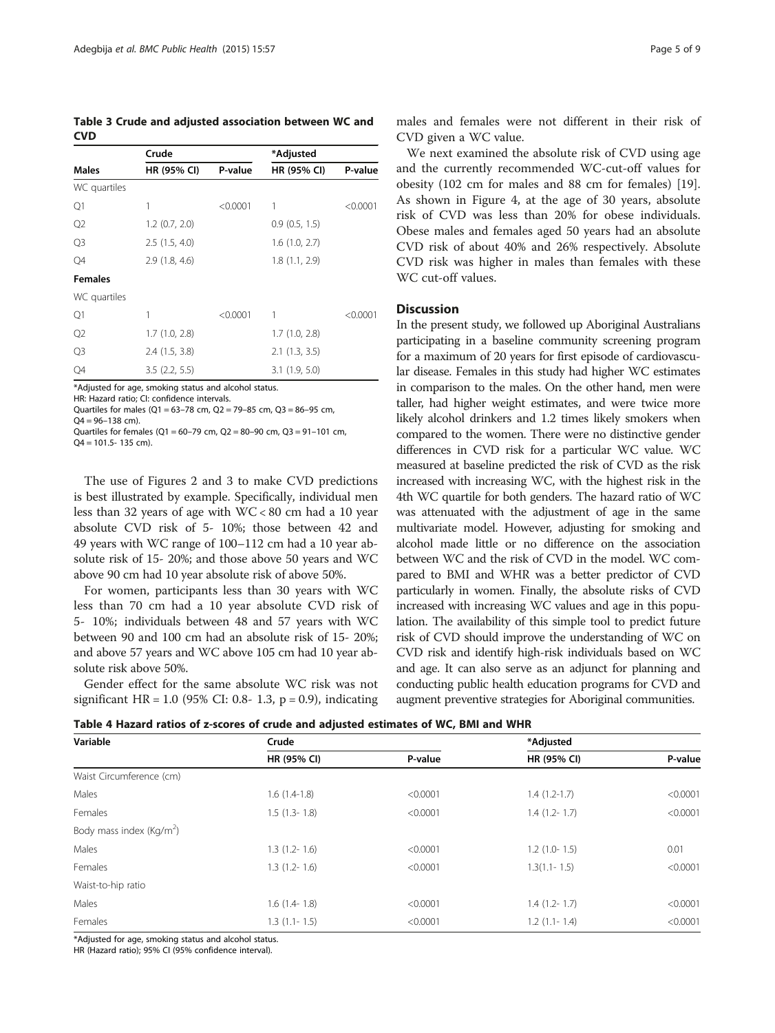**Table 3 Crude and adjusted association between WC and CVD**

| | Crude | | *Adjusted | |
|---|---|---|---|---|
| **Males** | **HR (95% CI)** | **P-value** | **HR (95% CI)** | **P-value** |
| WC quartiles | | | | |
| Q1 | 1 | <0.0001 | 1 | <0.0001 |
| Q2 | 1.2 (0.7, 2.0) | | 0.9 (0.5, 1.5) | |
| Q3 | 2.5 (1.5, 4.0) | | 1.6 (1.0, 2.7) | |
| Q4 | 2.9 (1.8, 4.6) | | 1.8 (1.1, 2.9) | |
| **Females** | | | | |
| WC quartiles | | | | |
| Q1 | 1 | <0.0001 | 1 | <0.0001 |
| Q2 | 1.7 (1.0, 2.8) | | 1.7 (1.0, 2.8) | |
| Q3 | 2.4 (1.5, 3.8) | | 2.1 (1.3, 3.5) | |
| Q4 | 3.5 (2.2, 5.5) | | 3.1 (1.9, 5.0) | |

*Adjusted for age, smoking status and alcohol status.
HR: Hazard ratio; CI: confidence intervals.
Quartiles for males (Q1 = 63–78 cm, Q2 = 79–85 cm, Q3 = 86–95 cm, Q4 = 96–138 cm).
Quartiles for females (Q1 = 60–79 cm, Q2 = 80–90 cm, Q3 = 91–101 cm, Q4 = 101.5- 135 cm).

The use of Figures 2 and 3 to make CVD predictions is best illustrated by example. Specifically, individual men less than 32 years of age with WC < 80 cm had a 10 year absolute CVD risk of 5- 10%; those between 42 and 49 years with WC range of 100–112 cm had a 10 year absolute risk of 15- 20%; and those above 50 years and WC above 90 cm had 10 year absolute risk of above 50%.

For women, participants less than 30 years with WC less than 70 cm had a 10 year absolute CVD risk of 5- 10%; individuals between 48 and 57 years with WC between 90 and 100 cm had an absolute risk of 15- 20%; and above 57 years and WC above 105 cm had 10 year absolute risk above 50%.

Gender effect for the same absolute WC risk was not significant HR = 1.0 (95% CI: 0.8- 1.3, p = 0.9), indicating males and females were not different in their risk of CVD given a WC value.

We next examined the absolute risk of CVD using age and the currently recommended WC-cut-off values for obesity (102 cm for males and 88 cm for females) [19]. As shown in Figure 4, at the age of 30 years, absolute risk of CVD was less than 20% for obese individuals. Obese males and females aged 50 years had an absolute CVD risk of about 40% and 26% respectively. Absolute CVD risk was higher in males than females with these WC cut-off values.

## Discussion

In the present study, we followed up Aboriginal Australians participating in a baseline community screening program for a maximum of 20 years for first episode of cardiovascular disease. Females in this study had higher WC estimates in comparison to the males. On the other hand, men were taller, had higher weight estimates, and were twice more likely alcohol drinkers and 1.2 times likely smokers when compared to the women. There were no distinctive gender differences in CVD risk for a particular WC value. WC measured at baseline predicted the risk of CVD as the risk increased with increasing WC, with the highest risk in the 4th WC quartile for both genders. The hazard ratio of WC was attenuated with the adjustment of age in the same multivariate model. However, adjusting for smoking and alcohol made little or no difference on the association between WC and the risk of CVD in the model. WC compared to BMI and WHR was a better predictor of CVD particularly in women. Finally, the absolute risks of CVD increased with increasing WC values and age in this population. The availability of this simple tool to predict future risk of CVD should improve the understanding of WC on CVD risk and identify high-risk individuals based on WC and age. It can also serve as an adjunct for planning and conducting public health education programs for CVD and augment preventive strategies for Aboriginal communities.

**Table 4 Hazard ratios of z-scores of crude and adjusted estimates of WC, BMI and WHR**

| Variable | Crude | | *Adjusted | |
|---|---|---|---|---|
| | **HR (95% CI)** | **P-value** | **HR (95% CI)** | **P-value** |
| Waist Circumference (cm) | | | | |
| Males | 1.6 (1.4-1.8) | <0.0001 | 1.4 (1.2-1.7) | <0.0001 |
| Females | 1.5 (1.3- 1.8) | <0.0001 | 1.4 (1.2- 1.7) | <0.0001 |
| Body mass index (Kg/m$^2$) | | | | |
| Males | 1.3 (1.2- 1.6) | <0.0001 | 1.2 (1.0- 1.5) | 0.01 |
| Females | 1.3 (1.2- 1.6) | <0.0001 | 1.3(1.1- 1.5) | <0.0001 |
| Waist-to-hip ratio | | | | |
| Males | 1.6 (1.4- 1.8) | <0.0001 | 1.4 (1.2- 1.7) | <0.0001 |
| Females | 1.3 (1.1- 1.5) | <0.0001 | 1.2 (1.1- 1.4) | <0.0001 |

*Adjusted for age, smoking status and alcohol status.
HR (Hazard ratio); 95% CI (95% confidence interval).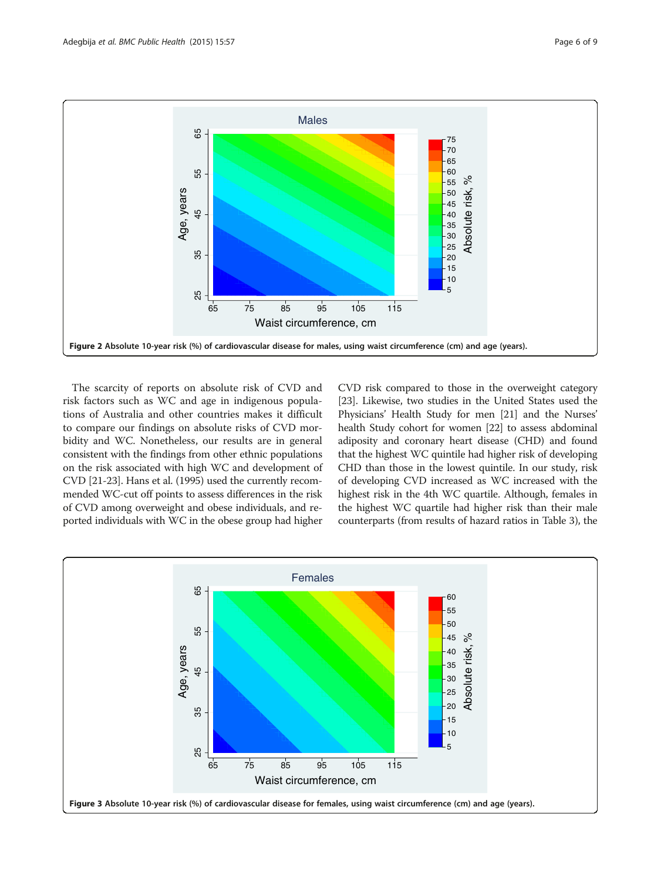Figure 2 Absolute 10-year risk (%) of cardiovascular disease for males, using waist circumference (cm) and age (years).

The scarcity of reports on absolute risk of CVD and risk factors such as WC and age in indigenous populations of Australia and other countries makes it difficult to compare our findings on absolute risks of CVD morbidity and WC. Nonetheless, our results are in general consistent with the findings from other ethnic populations on the risk associated with high WC and development of CVD [21-23]. Hans et al. (1995) used the currently recommended WC-cut off points to assess differences in the risk of CVD among overweight and obese individuals, and reported individuals with WC in the obese group had higher CVD risk compared to those in the overweight category [23]. Likewise, two studies in the United States used the Physicians' Health Study for men [21] and the Nurses' health Study cohort for women [22] to assess abdominal adiposity and coronary heart disease (CHD) and found that the highest WC quintile had higher risk of developing CHD than those in the lowest quintile. In our study, risk of developing CVD increased as WC increased with the highest risk in the 4th WC quartile. Although, females in the highest WC quartile had higher risk than their male counterparts (from results of hazard ratios in Table 3), the

Figure 3 Absolute 10-year risk (%) of cardiovascular disease for females, using waist circumference (cm) and age (years).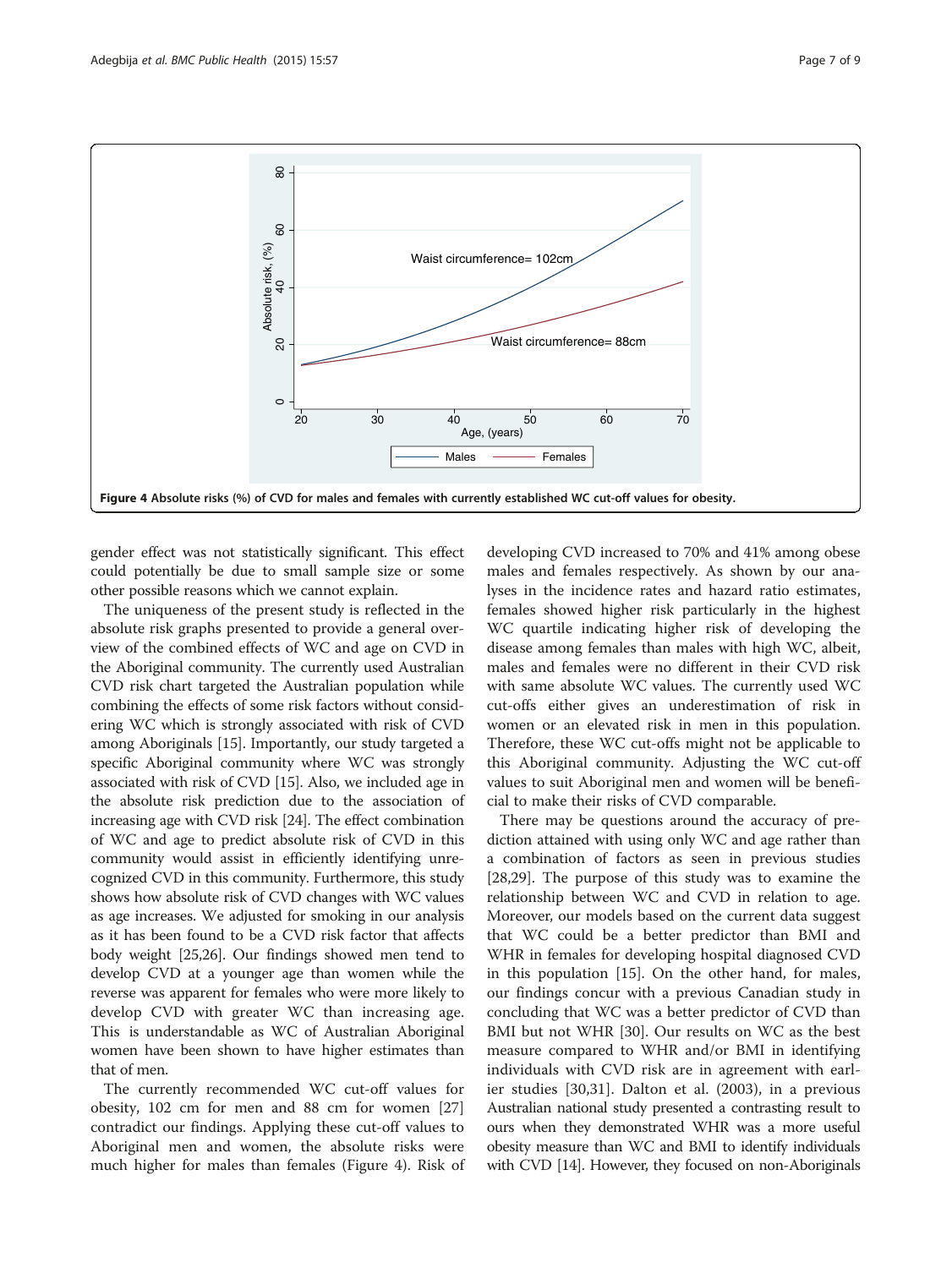**Figure 4 Absolute risks (%) of CVD for males and females with currently established WC cut-off values for obesity.**

gender effect was not statistically significant. This effect could potentially be due to small sample size or some other possible reasons which we cannot explain.

The uniqueness of the present study is reflected in the absolute risk graphs presented to provide a general overview of the combined effects of WC and age on CVD in the Aboriginal community. The currently used Australian CVD risk chart targeted the Australian population while combining the effects of some risk factors without considering WC which is strongly associated with risk of CVD among Aboriginals [15]. Importantly, our study targeted a specific Aboriginal community where WC was strongly associated with risk of CVD [15]. Also, we included age in the absolute risk prediction due to the association of increasing age with CVD risk [24]. The effect combination of WC and age to predict absolute risk of CVD in this community would assist in efficiently identifying unrecognized CVD in this community. Furthermore, this study shows how absolute risk of CVD changes with WC values as age increases. We adjusted for smoking in our analysis as it has been found to be a CVD risk factor that affects body weight [25,26]. Our findings showed men tend to develop CVD at a younger age than women while the reverse was apparent for females who were more likely to develop CVD with greater WC than increasing age. This is understandable as WC of Australian Aboriginal women have been shown to have higher estimates than that of men.

The currently recommended WC cut-off values for obesity, 102 cm for men and 88 cm for women [27] contradict our findings. Applying these cut-off values to Aboriginal men and women, the absolute risks were much higher for males than females (Figure 4). Risk of developing CVD increased to 70% and 41% among obese males and females respectively. As shown by our analyses in the incidence rates and hazard ratio estimates, females showed higher risk particularly in the highest WC quartile indicating higher risk of developing the disease among females than males with high WC, albeit, males and females were no different in their CVD risk with same absolute WC values. The currently used WC cut-offs either gives an underestimation of risk in women or an elevated risk in men in this population. Therefore, these WC cut-offs might not be applicable to this Aboriginal community. Adjusting the WC cut-off values to suit Aboriginal men and women will be beneficial to make their risks of CVD comparable.

There may be questions around the accuracy of prediction attained with using only WC and age rather than a combination of factors as seen in previous studies [28,29]. The purpose of this study was to examine the relationship between WC and CVD in relation to age. Moreover, our models based on the current data suggest that WC could be a better predictor than BMI and WHR in females for developing hospital diagnosed CVD in this population [15]. On the other hand, for males, our findings concur with a previous Canadian study in concluding that WC was a better predictor of CVD than BMI but not WHR [30]. Our results on WC as the best measure compared to WHR and/or BMI in identifying individuals with CVD risk are in agreement with earlier studies [30,31]. Dalton et al. (2003), in a previous Australian national study presented a contrasting result to ours when they demonstrated WHR was a more useful obesity measure than WC and BMI to identify individuals with CVD [14]. However, they focused on non-Aboriginals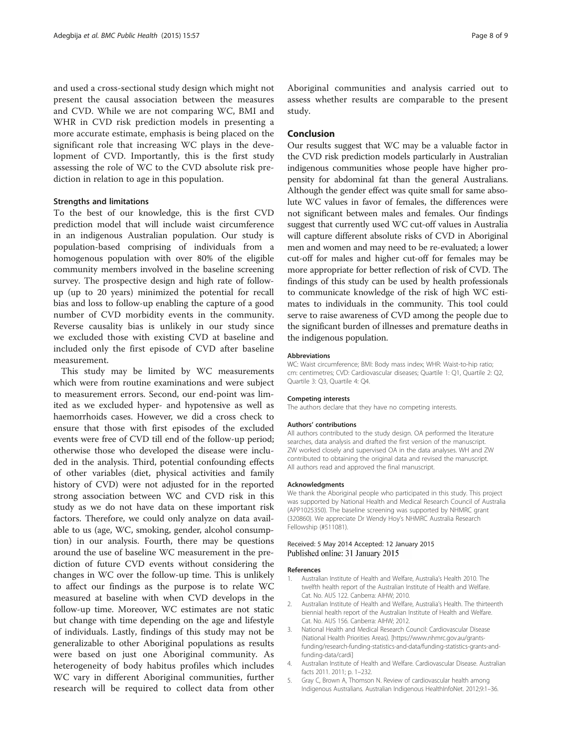and used a cross-sectional study design which might not present the causal association between the measures and CVD. While we are not comparing WC, BMI and WHR in CVD risk prediction models in presenting a more accurate estimate, emphasis is being placed on the significant role that increasing WC plays in the development of CVD. Importantly, this is the first study assessing the role of WC to the CVD absolute risk prediction in relation to age in this population.

### Strengths and limitations

To the best of our knowledge, this is the first CVD prediction model that will include waist circumference in an indigenous Australian population. Our study is population-based comprising of individuals from a homogenous population with over 80% of the eligible community members involved in the baseline screening survey. The prospective design and high rate of follow-up (up to 20 years) minimized the potential for recall bias and loss to follow-up enabling the capture of a good number of CVD morbidity events in the community. Reverse causality bias is unlikely in our study since we excluded those with existing CVD at baseline and included only the first episode of CVD after baseline measurement.

This study may be limited by WC measurements which were from routine examinations and were subject to measurement errors. Second, our end-point was limited as we excluded hyper- and hypotensive as well as haemorrhoids cases. However, we did a cross check to ensure that those with first episodes of the excluded events were free of CVD till end of the follow-up period; otherwise those who developed the disease were included in the analysis. Third, potential confounding effects of other variables (diet, physical activities and family history of CVD) were not adjusted for in the reported strong association between WC and CVD risk in this study as we do not have data on these important risk factors. Therefore, we could only analyze on data available to us (age, WC, smoking, gender, alcohol consumption) in our analysis. Fourth, there may be questions around the use of baseline WC measurement in the prediction of future CVD events without considering the changes in WC over the follow-up time. This is unlikely to affect our findings as the purpose is to relate WC measured at baseline with when CVD develops in the follow-up time. Moreover, WC estimates are not static but change with time depending on the age and lifestyle of individuals. Lastly, findings of this study may not be generalizable to other Aboriginal populations as results were based on just one Aboriginal community. As heterogeneity of body habitus profiles which includes WC vary in different Aboriginal communities, further research will be required to collect data from other Aboriginal communities and analysis carried out to assess whether results are comparable to the present study.

## Conclusion

Our results suggest that WC may be a valuable factor in the CVD risk prediction models particularly in Australian indigenous communities whose people have higher propensity for abdominal fat than the general Australians. Although the gender effect was quite small for same absolute WC values in favor of females, the differences were not significant between males and females. Our findings suggest that currently used WC cut-off values in Australia will capture different absolute risks of CVD in Aboriginal men and women and may need to be re-evaluated; a lower cut-off for males and higher cut-off for females may be more appropriate for better reflection of risk of CVD. The findings of this study can be used by health professionals to communicate knowledge of the risk of high WC estimates to individuals in the community. This tool could serve to raise awareness of CVD among the people due to the significant burden of illnesses and premature deaths in the indigenous population.

#### Abbreviations

WC: Waist circumference; BMI: Body mass index; WHR: Waist-to-hip ratio; cm: centimetres; CVD: Cardiovascular diseases; Quartile 1: Q1, Quartile 2: Q2, Quartile 3: Q3, Quartile 4: Q4.

#### Competing interests

The authors declare that they have no competing interests.

#### Authors' contributions

All authors contributed to the study design. OA performed the literature searches, data analysis and drafted the first version of the manuscript. ZW worked closely and supervised OA in the data analyses. WH and ZW contributed to obtaining the original data and revised the manuscript. All authors read and approved the final manuscript.

#### Acknowledgments

We thank the Aboriginal people who participated in this study. This project was supported by National Health and Medical Research Council of Australia (APP1025350). The baseline screening was supported by NHMRC grant (320860). We appreciate Dr Wendy Hoy's NHMRC Australia Research Fellowship (#511081).

Received: 5 May 2014 Accepted: 12 January 2015
Published online: 31 January 2015

#### References

1. Australian Institute of Health and Welfare, Australia's Health 2010. The twelfth health report of the Australian Institute of Health and Welfare. Cat. No. AUS 122. Canberra: AIHW; 2010.
2. Australian Institute of Health and Welfare, Australia's Health. The thirteenth biennial health report of the Australian Institute of Health and Welfare. Cat. No. AUS 156. Canberra: AIHW; 2012.
3. National Health and Medical Research Council: Cardiovascular Disease (National Health Priorities Areas). [https://www.nhmrc.gov.au/grants-funding/research-funding-statistics-and-data/funding-statistics-grants-and-funding-data/cardi]
4. Australian Institute of Health and Welfare. Cardiovascular Disease. Australian facts 2011. 2011; p. 1–232.
5. Gray C, Brown A, Thomson N. Review of cardiovascular health among Indigenous Australians. Australian Indigenous HealthInfoNet. 2012;9:1–36.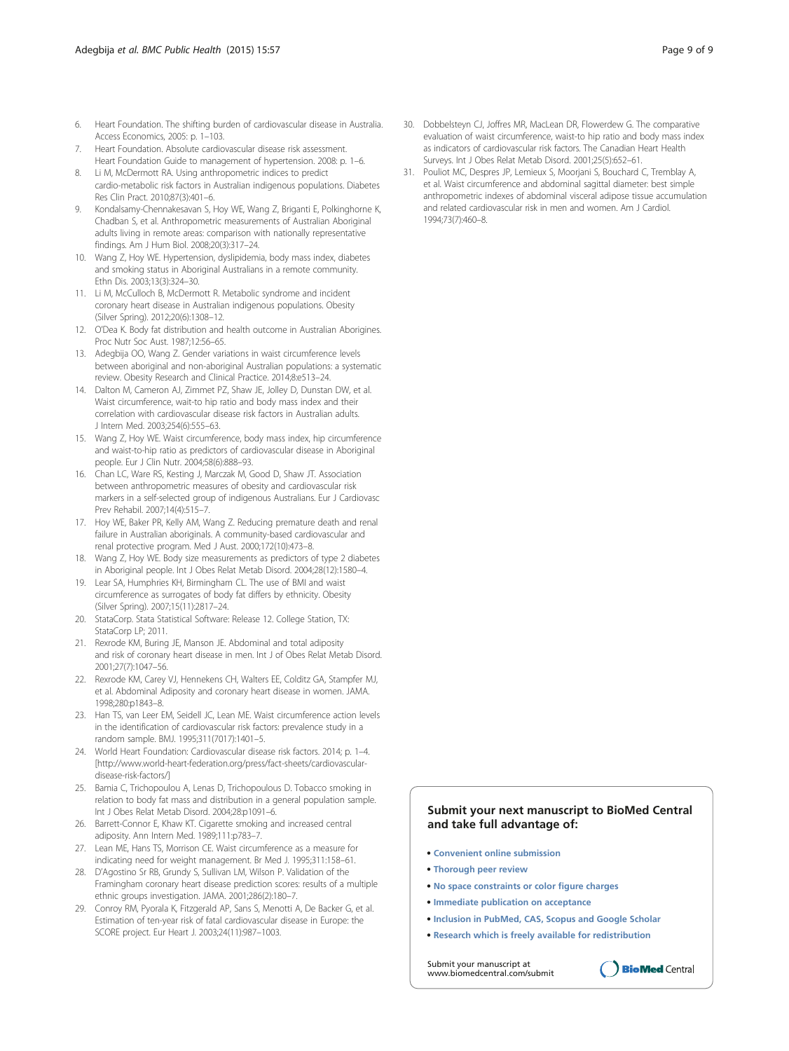6. Heart Foundation. The shifting burden of cardiovascular disease in Australia. Access Economics, 2005: p. 1–103.
7. Heart Foundation. Absolute cardiovascular disease risk assessment. Heart Foundation Guide to management of hypertension. 2008: p. 1–6.
8. Li M, McDermott RA. Using anthropometric indices to predict cardio-metabolic risk factors in Australian indigenous populations. Diabetes Res Clin Pract. 2010;87(3):401–6.
9. Kondalsamy-Chennakesavan S, Hoy WE, Wang Z, Briganti E, Polkinghorne K, Chadban S, et al. Anthropometric measurements of Australian Aboriginal adults living in remote areas: comparison with nationally representative findings. Am J Hum Biol. 2008;20(3):317–24.
10. Wang Z, Hoy WE. Hypertension, dyslipidemia, body mass index, diabetes and smoking status in Aboriginal Australians in a remote community. Ethn Dis. 2003;13(3):324–30.
11. Li M, McCulloch B, McDermott R. Metabolic syndrome and incident coronary heart disease in Australian indigenous populations. Obesity (Silver Spring). 2012;20(6):1308–12.
12. O'Dea K. Body fat distribution and health outcome in Australian Aborigines. Proc Nutr Soc Aust. 1987;12:56–65.
13. Adegbija OO, Wang Z. Gender variations in waist circumference levels between aboriginal and non-aboriginal Australian populations: a systematic review. Obesity Research and Clinical Practice. 2014;8:e513–24.
14. Dalton M, Cameron AJ, Zimmet PZ, Shaw JE, Jolley D, Dunstan DW, et al. Waist circumference, wait-to hip ratio and body mass index and their correlation with cardiovascular disease risk factors in Australian adults. J Intern Med. 2003;254(6):555–63.
15. Wang Z, Hoy WE. Waist circumference, body mass index, hip circumference and waist-to-hip ratio as predictors of cardiovascular disease in Aboriginal people. Eur J Clin Nutr. 2004;58(6):888–93.
16. Chan LC, Ware RS, Kesting J, Marczak M, Good D, Shaw JT. Association between anthropometric measures of obesity and cardiovascular risk markers in a self-selected group of indigenous Australians. Eur J Cardiovasc Prev Rehabil. 2007;14(4):515–7.
17. Hoy WE, Baker PR, Kelly AM, Wang Z. Reducing premature death and renal failure in Australian aboriginals. A community-based cardiovascular and renal protective program. Med J Aust. 2000;172(10):473–8.
18. Wang Z, Hoy WE. Body size measurements as predictors of type 2 diabetes in Aboriginal people. Int J Obes Relat Metab Disord. 2004;28(12):1580–4.
19. Lear SA, Humphries KH, Birmingham CL. The use of BMI and waist circumference as surrogates of body fat differs by ethnicity. Obesity (Silver Spring). 2007;15(11):2817–24.
20. StataCorp. Stata Statistical Software: Release 12. College Station, TX: StataCorp LP; 2011.
21. Rexrode KM, Buring JE, Manson JE. Abdominal and total adiposity and risk of coronary heart disease in men. Int J of Obes Relat Metab Disord. 2001;27(7):1047–56.
22. Rexrode KM, Carey VJ, Hennekens CH, Walters EE, Colditz GA, Stampfer MJ, et al. Abdominal Adiposity and coronary heart disease in women. JAMA. 1998;280:p1843–8.
23. Han TS, van Leer EM, Seidell JC, Lean ME. Waist circumference action levels in the identification of cardiovascular risk factors: prevalence study in a random sample. BMJ. 1995;311(7017):1401–5.
24. World Heart Foundation: Cardiovascular disease risk factors. 2014; p. 1–4. [http://www.world-heart-federation.org/press/fact-sheets/cardiovascular-disease-risk-factors/]
25. Bamia C, Trichopoulou A, Lenas D, Trichopoulous D. Tobacco smoking in relation to body fat mass and distribution in a general population sample. Int J Obes Relat Metab Disord. 2004;28:p1091–6.
26. Barrett-Connor E, Khaw KT. Cigarette smoking and increased central adiposity. Ann Intern Med. 1989;111:p783–7.
27. Lean ME, Hans TS, Morrison CE. Waist circumference as a measure for indicating need for weight management. Br Med J. 1995;311:158–61.
28. D'Agostino Sr RB, Grundy S, Sullivan LM, Wilson P. Validation of the Framingham coronary heart disease prediction scores: results of a multiple ethnic groups investigation. JAMA. 2001;286(2):180–7.
29. Conroy RM, Pyorala K, Fitzgerald AP, Sans S, Menotti A, De Backer G, et al. Estimation of ten-year risk of fatal cardiovascular disease in Europe: the SCORE project. Eur Heart J. 2003;24(11):987–1003.
30. Dobbelsteyn CJ, Joffres MR, MacLean DR, Flowerdew G. The comparative evaluation of waist circumference, waist-to hip ratio and body mass index as indicators of cardiovascular risk factors. The Canadian Heart Health Surveys. Int J Obes Relat Metab Disord. 2001;25(5):652–61.
31. Pouliot MC, Despres JP, Lemieux S, Moorjani S, Bouchard C, Tremblay A, et al. Waist circumference and abdominal sagittal diameter: best simple anthropometric indexes of abdominal visceral adipose tissue accumulation and related cardiovascular risk in men and women. Am J Cardiol. 1994;73(7):460–8.

**Submit your next manuscript to BioMed Central and take full advantage of:**

- **Convenient online submission**
- **Thorough peer review**
- **No space constraints or color figure charges**
- **Immediate publication on acceptance**
- **Inclusion in PubMed, CAS, Scopus and Google Scholar**
- **Research which is freely available for redistribution**

Submit your manuscript at
www.biomedcentral.com/submit

BioMed Central